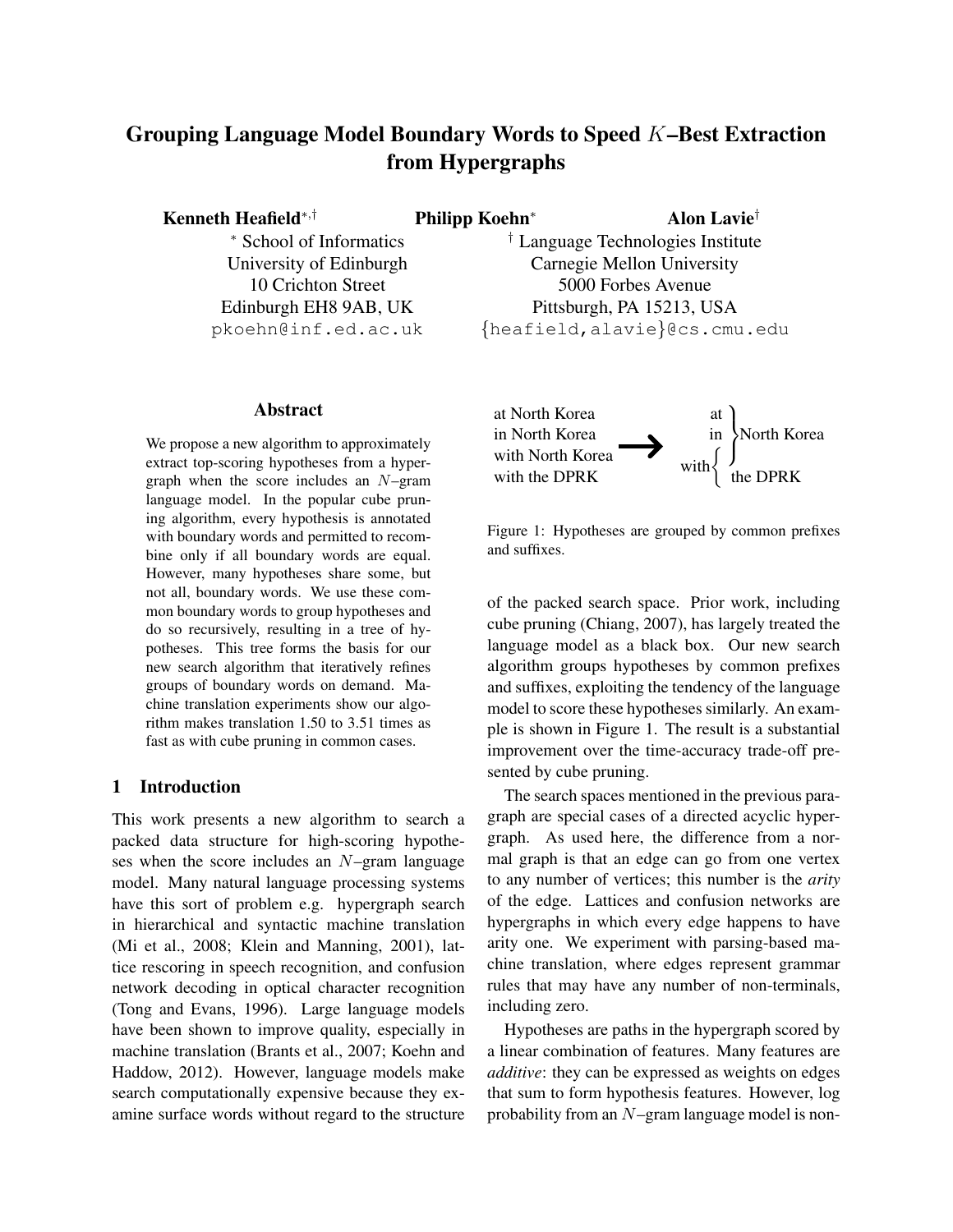# Grouping Language Model Boundary Words to Speed $K$–Best Extraction from Hypergraphs

**Kenneth Heafield**[*,†] **Philipp Koehn**[*] **Alon Lavie**[†]

[*] School of Informatics
University of Edinburgh
10 Crichton Street
Edinburgh EH8 9AB, UK
pkoehn@inf.ed.ac.uk

[†] Language Technologies Institute
Carnegie Mellon University
5000 Forbes Avenue
Pittsburgh, PA 15213, USA
{heafield,alavie}@cs.cmu.edu

### Abstract

We propose a new algorithm to approximately extract top-scoring hypotheses from a hypergraph when the score includes an $N$–gram language model. In the popular cube pruning algorithm, every hypothesis is annotated with boundary words and permitted to recombine only if all boundary words are equal. However, many hypotheses share some, but not all, boundary words. We use these common boundary words to group hypotheses and do so recursively, resulting in a tree of hypotheses. This tree forms the basis for our new search algorithm that iteratively refines groups of boundary words on demand. Machine translation experiments show our algorithm makes translation 1.50 to 3.51 times as fast as with cube pruning in common cases.

## 1 Introduction

This work presents a new algorithm to search a packed data structure for high-scoring hypotheses when the score includes an $N$–gram language model. Many natural language processing systems have this sort of problem e.g. hypergraph search in hierarchical and syntactic machine translation (Mi et al., 2008; Klein and Manning, 2001), lattice rescoring in speech recognition, and confusion network decoding in optical character recognition (Tong and Evans, 1996). Large language models have been shown to improve quality, especially in machine translation (Brants et al., 2007; Koehn and Haddow, 2012). However, language models make search computationally expensive because they examine surface words without regard to the structure of the packed search space. Prior work, including cube pruning (Chiang, 2007), has largely treated the language model as a black box. Our new search algorithm groups hypotheses by common prefixes and suffixes, exploiting the tendency of the language model to score these hypotheses similarly. An example is shown in Figure 1. The result is a substantial improvement over the time-accuracy trade-off presented by cube pruning.

at North Korea
in North Korea
with North Korea
with the DPRK

→

at } North Korea
in } North Korea
with { North Korea, the DPRK }

Figure 1: Hypotheses are grouped by common prefixes and suffixes.

The search spaces mentioned in the previous paragraph are special cases of a directed acyclic hypergraph. As used here, the difference from a normal graph is that an edge can go from one vertex to any number of vertices; this number is the *arity* of the edge. Lattices and confusion networks are hypergraphs in which every edge happens to have arity one. We experiment with parsing-based machine translation, where edges represent grammar rules that may have any number of non-terminals, including zero.

Hypotheses are paths in the hypergraph scored by a linear combination of features. Many features are *additive*: they can be expressed as weights on edges that sum to form hypothesis features. However, log probability from an $N$–gram language model is non-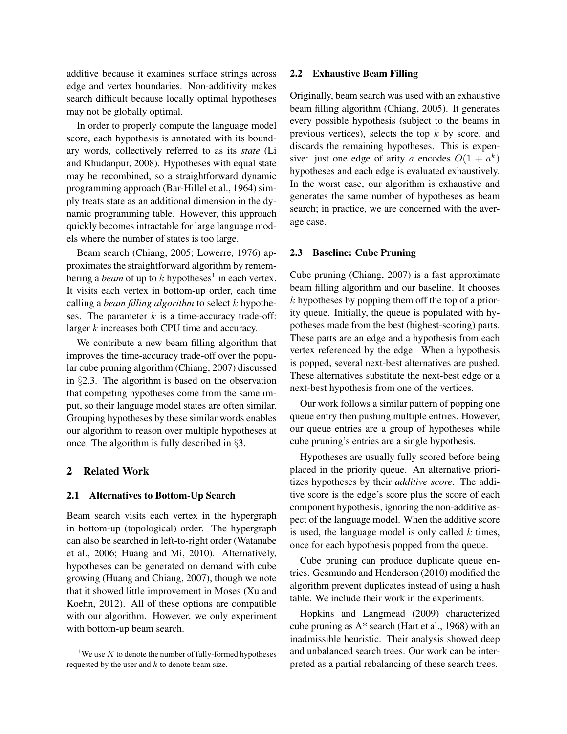additive because it examines surface strings across edge and vertex boundaries. Non-additivity makes search difficult because locally optimal hypotheses may not be globally optimal.

In order to properly compute the language model score, each hypothesis is annotated with its boundary words, collectively referred to as its *state* (Li and Khudanpur, 2008). Hypotheses with equal state may be recombined, so a straightforward dynamic programming approach (Bar-Hillel et al., 1964) simply treats state as an additional dimension in the dynamic programming table. However, this approach quickly becomes intractable for large language models where the number of states is too large.

Beam search (Chiang, 2005; Lowerre, 1976) approximates the straightforward algorithm by remembering a *beam* of up to $k$ hypotheses[1] in each vertex. It visits each vertex in bottom-up order, each time calling a *beam filling algorithm* to select $k$ hypotheses. The parameter $k$ is a time-accuracy trade-off: larger $k$ increases both CPU time and accuracy.

We contribute a new beam filling algorithm that improves the time-accuracy trade-off over the popular cube pruning algorithm (Chiang, 2007) discussed in §2.3. The algorithm is based on the observation that competing hypotheses come from the same imput, so their language model states are often similar. Grouping hypotheses by these similar words enables our algorithm to reason over multiple hypotheses at once. The algorithm is fully described in §3.

## 2 Related Work

### 2.1 Alternatives to Bottom-Up Search

Beam search visits each vertex in the hypergraph in bottom-up (topological) order. The hypergraph can also be searched in left-to-right order (Watanabe et al., 2006; Huang and Mi, 2010). Alternatively, hypotheses can be generated on demand with cube growing (Huang and Chiang, 2007), though we note that it showed little improvement in Moses (Xu and Koehn, 2012). All of these options are compatible with our algorithm. However, we only experiment with bottom-up beam search.

[1] We use $K$ to denote the number of fully-formed hypotheses requested by the user and $k$ to denote beam size.

### 2.2 Exhaustive Beam Filling

Originally, beam search was used with an exhaustive beam filling algorithm (Chiang, 2005). It generates every possible hypothesis (subject to the beams in previous vertices), selects the top $k$ by score, and discards the remaining hypotheses. This is expensive: just one edge of arity $a$ encodes $O(1 + a^k)$ hypotheses and each edge is evaluated exhaustively. In the worst case, our algorithm is exhaustive and generates the same number of hypotheses as beam search; in practice, we are concerned with the average case.

### 2.3 Baseline: Cube Pruning

Cube pruning (Chiang, 2007) is a fast approximate beam filling algorithm and our baseline. It chooses $k$ hypotheses by popping them off the top of a priority queue. Initially, the queue is populated with hypotheses made from the best (highest-scoring) parts. These parts are an edge and a hypothesis from each vertex referenced by the edge. When a hypothesis is popped, several next-best alternatives are pushed. These alternatives substitute the next-best edge or a next-best hypothesis from one of the vertices.

Our work follows a similar pattern of popping one queue entry then pushing multiple entries. However, our queue entries are a group of hypotheses while cube pruning's entries are a single hypothesis.

Hypotheses are usually fully scored before being placed in the priority queue. An alternative prioritizes hypotheses by their *additive score*. The additive score is the edge's score plus the score of each component hypothesis, ignoring the non-additive aspect of the language model. When the additive score is used, the language model is only called $k$ times, once for each hypothesis popped from the queue.

Cube pruning can produce duplicate queue entries. Gesmundo and Henderson (2010) modified the algorithm prevent duplicates instead of using a hash table. We include their work in the experiments.

Hopkins and Langmead (2009) characterized cube pruning as A* search (Hart et al., 1968) with an inadmissible heuristic. Their analysis showed deep and unbalanced search trees. Our work can be interpreted as a partial rebalancing of these search trees.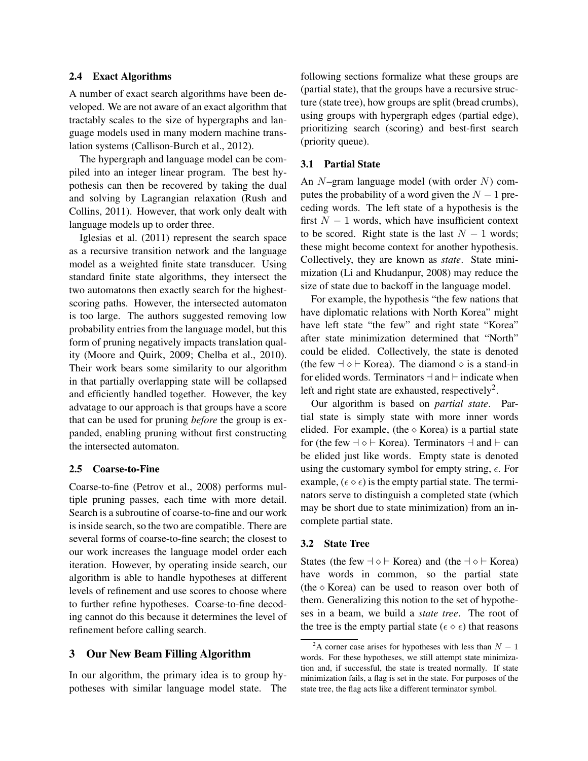### 2.4 Exact Algorithms

A number of exact search algorithms have been developed. We are not aware of an exact algorithm that tractably scales to the size of hypergraphs and language models used in many modern machine translation systems (Callison-Burch et al., 2012).

The hypergraph and language model can be compiled into an integer linear program. The best hypothesis can then be recovered by taking the dual and solving by Lagrangian relaxation (Rush and Collins, 2011). However, that work only dealt with language models up to order three.

Iglesias et al. (2011) represent the search space as a recursive transition network and the language model as a weighted finite state transducer. Using standard finite state algorithms, they intersect the two automatons then exactly search for the highest-scoring paths. However, the intersected automaton is too large. The authors suggested removing low probability entries from the language model, but this form of pruning negatively impacts translation quality (Moore and Quirk, 2009; Chelba et al., 2010). Their work bears some similarity to our algorithm in that partially overlapping state will be collapsed and efficiently handled together. However, the key advatage to our approach is that groups have a score that can be used for pruning *before* the group is expanded, enabling pruning without first constructing the intersected automaton.

### 2.5 Coarse-to-Fine

Coarse-to-fine (Petrov et al., 2008) performs multiple pruning passes, each time with more detail. Search is a subroutine of coarse-to-fine and our work is inside search, so the two are compatible. There are several forms of coarse-to-fine search; the closest to our work increases the language model order each iteration. However, by operating inside search, our algorithm is able to handle hypotheses at different levels of refinement and use scores to choose where to further refine hypotheses. Coarse-to-fine decoding cannot do this because it determines the level of refinement before calling search.

## 3 Our New Beam Filling Algorithm

In our algorithm, the primary idea is to group hypotheses with similar language model state. The following sections formalize what these groups are (partial state), that the groups have a recursive structure (state tree), how groups are split (bread crumbs), using groups with hypergraph edges (partial edge), prioritizing search (scoring) and best-first search (priority queue).

### 3.1 Partial State

An $N$–gram language model (with order $N$) computes the probability of a word given the $N-1$ preceding words. The left state of a hypothesis is the first $N-1$ words, which have insufficient context to be scored. Right state is the last $N-1$ words; these might become context for another hypothesis. Collectively, they are known as *state*. State minimization (Li and Khudanpur, 2008) may reduce the size of state due to backoff in the language model.

For example, the hypothesis "the few nations that have diplomatic relations with North Korea" might have left state "the few" and right state "Korea" after state minimization determined that "North" could be elided. Collectively, the state is denoted (the few $\dashv \diamond \vdash$ Korea). The diamond $\diamond$ is a stand-in for elided words. Terminators $\dashv$ and $\vdash$ indicate when left and right state are exhausted, respectively[2].

Our algorithm is based on *partial state*. Partial state is simply state with more inner words elided. For example, (the $\diamond$ Korea) is a partial state for (the few $\dashv \diamond \vdash$ Korea). Terminators $\dashv$ and $\vdash$ can be elided just like words. Empty state is denoted using the customary symbol for empty string, $\epsilon$. For example, ($\epsilon \diamond \epsilon$) is the empty partial state. The terminators serve to distinguish a completed state (which may be short due to state minimization) from an incomplete partial state.

### 3.2 State Tree

States (the few $\dashv \diamond \vdash$ Korea) and (the $\dashv \diamond \vdash$ Korea) have words in common, so the partial state (the $\diamond$ Korea) can be used to reason over both of them. Generalizing this notion to the set of hypotheses in a beam, we build a *state tree*. The root of the tree is the empty partial state ($\epsilon \diamond \epsilon$) that reasons

[2] A corner case arises for hypotheses with less than $N-1$ words. For these hypotheses, we still attempt state minimization and, if successful, the state is treated normally. If state minimization fails, a flag is set in the state. For purposes of the state tree, the flag acts like a different terminator symbol.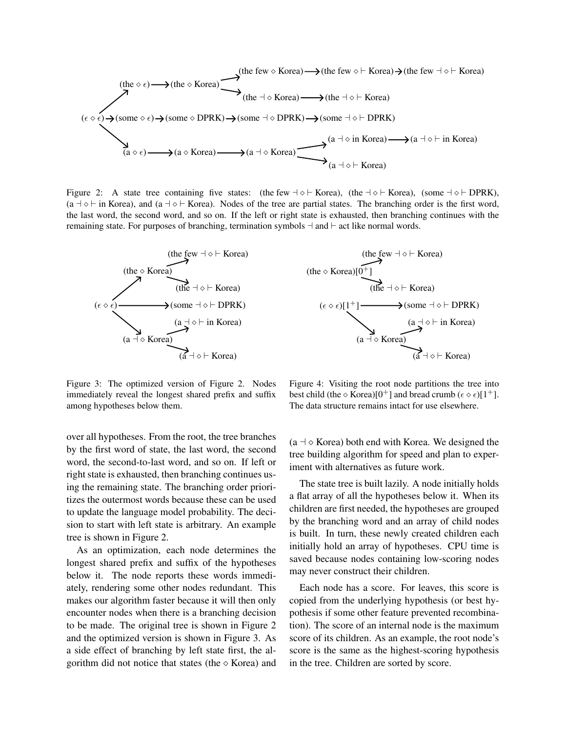Figure 2: A state tree containing five states: (the few ⊣ ⋄ ⊢ Korea), (the ⊣ ⋄ ⊢ Korea), (some ⊣ ⋄ ⊢ DPRK), (a ⊣ ⋄ ⊢ in Korea), and (a ⊣ ⋄ ⊢ Korea). Nodes of the tree are partial states. The branching order is the first word, the last word, the second word, and so on. If the left or right state is exhausted, then branching continues with the remaining state. For purposes of branching, termination symbols ⊣ and ⊢ act like normal words.

Figure 3: The optimized version of Figure 2. Nodes immediately reveal the longest shared prefix and suffix among hypotheses below them.

Figure 4: Visiting the root node partitions the tree into best child (the ⋄ Korea)[$0^+$] and bread crumb ($\epsilon \diamond \epsilon$)[$1^+$]. The data structure remains intact for use elsewhere.

over all hypotheses. From the root, the tree branches by the first word of state, the last word, the second word, the second-to-last word, and so on. If left or right state is exhausted, then branching continues using the remaining state. The branching order prioritizes the outermost words because these can be used to update the language model probability. The decision to start with left state is arbitrary. An example tree is shown in Figure 2.

As an optimization, each node determines the longest shared prefix and suffix of the hypotheses below it. The node reports these words immediately, rendering some other nodes redundant. This makes our algorithm faster because it will then only encounter nodes when there is a branching decision to be made. The original tree is shown in Figure 2 and the optimized version is shown in Figure 3. As a side effect of branching by left state first, the algorithm did not notice that states (the ⋄ Korea) and (a ⊣ ⋄ Korea) both end with Korea. We designed the tree building algorithm for speed and plan to experiment with alternatives as future work.

The state tree is built lazily. A node initially holds a flat array of all the hypotheses below it. When its children are first needed, the hypotheses are grouped by the branching word and an array of child nodes is built. In turn, these newly created children each initially hold an array of hypotheses. CPU time is saved because nodes containing low-scoring nodes may never construct their children.

Each node has a score. For leaves, this score is copied from the underlying hypothesis (or best hypothesis if some other feature prevented recombination). The score of an internal node is the maximum score of its children. As an example, the root node's score is the same as the highest-scoring hypothesis in the tree. Children are sorted by score.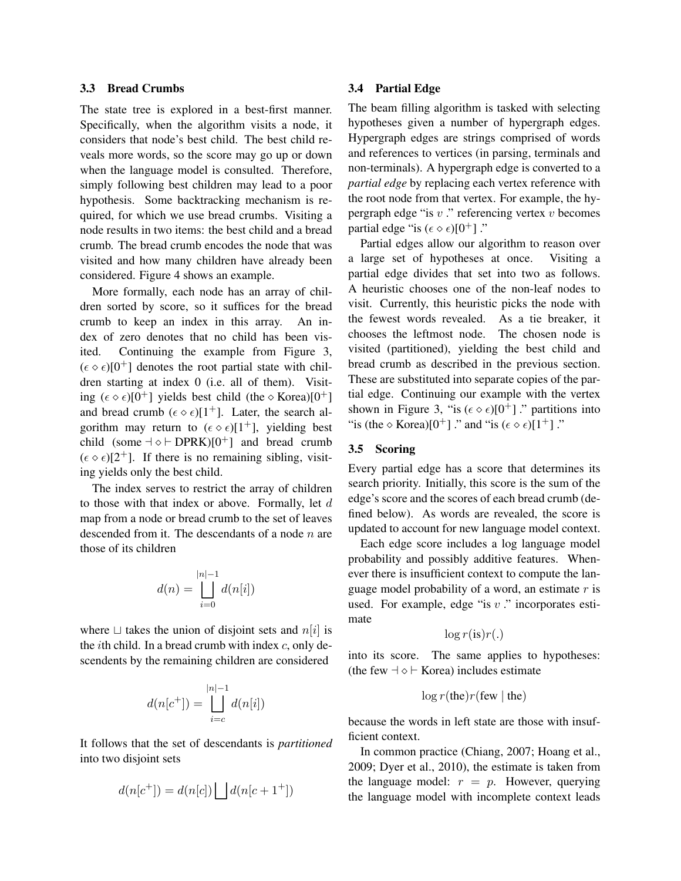### 3.3 Bread Crumbs

The state tree is explored in a best-first manner. Specifically, when the algorithm visits a node, it considers that node's best child. The best child reveals more words, so the score may go up or down when the language model is consulted. Therefore, simply following best children may lead to a poor hypothesis. Some backtracking mechanism is required, for which we use bread crumbs. Visiting a node results in two items: the best child and a bread crumb. The bread crumb encodes the node that was visited and how many children have already been considered. Figure 4 shows an example.

More formally, each node has an array of children sorted by score, so it suffices for the bread crumb to keep an index in this array. An index of zero denotes that no child has been visited. Continuing the example from Figure 3, $(\epsilon \diamond \epsilon)[0^+]$ denotes the root partial state with children starting at index 0 (i.e. all of them). Visiting $(\epsilon \diamond \epsilon)[0^+]$ yields best child (the $\diamond$ Korea)$[0^+]$ and bread crumb $(\epsilon \diamond \epsilon)[1^+]$. Later, the search algorithm may return to $(\epsilon \diamond \epsilon)[1^+]$, yielding best child (some $\dashv \diamond \vdash$ DPRK)$[0^+]$ and bread crumb $(\epsilon \diamond \epsilon)[2^+]$. If there is no remaining sibling, visiting yields only the best child.

The index serves to restrict the array of children to those with that index or above. Formally, let $d$ map from a node or bread crumb to the set of leaves descended from it. The descendants of a node $n$ are those of its children

$$d(n) = \bigsqcup_{i=0}^{|n|-1} d(n[i])$$

where $\sqcup$ takes the union of disjoint sets and $n[i]$ is the $i$th child. In a bread crumb with index $c$, only descendents by the remaining children are considered

$$d(n[c^+]) = \bigsqcup_{i=c}^{|n|-1} d(n[i])$$

It follows that the set of descendants is *partitioned* into two disjoint sets

$$d(n[c^+]) = d(n[c]) \bigsqcup d(n[c+1^+])$$

### 3.4 Partial Edge

The beam filling algorithm is tasked with selecting hypotheses given a number of hypergraph edges. Hypergraph edges are strings comprised of words and references to vertices (in parsing, terminals and non-terminals). A hypergraph edge is converted to a *partial edge* by replacing each vertex reference with the root node from that vertex. For example, the hypergraph edge "is $v$ ." referencing vertex $v$ becomes partial edge "is $(\epsilon \diamond \epsilon)[0^+]$ ."

Partial edges allow our algorithm to reason over a large set of hypotheses at once. Visiting a partial edge divides that set into two as follows. A heuristic chooses one of the non-leaf nodes to visit. Currently, this heuristic picks the node with the fewest words revealed. As a tie breaker, it chooses the leftmost node. The chosen node is visited (partitioned), yielding the best child and bread crumb as described in the previous section. These are substituted into separate copies of the partial edge. Continuing our example with the vertex shown in Figure 3, "is $(\epsilon \diamond \epsilon)[0^+]$ ." partitions into "is (the $\diamond$ Korea)$[0^+]$ ." and "is $(\epsilon \diamond \epsilon)[1^+]$ ."

### 3.5 Scoring

Every partial edge has a score that determines its search priority. Initially, this score is the sum of the edge's score and the scores of each bread crumb (defined below). As words are revealed, the score is updated to account for new language model context.

Each edge score includes a log language model probability and possibly additive features. Whenever there is insufficient context to compute the language model probability of a word, an estimate $r$ is used. For example, edge "is $v$ ." incorporates estimate

$$\log r(\text{is})r(.)$$

into its score. The same applies to hypotheses: (the few $\dashv \diamond \vdash$ Korea) includes estimate

$$\log r(\text{the})r(\text{few} \mid \text{the})$$

because the words in left state are those with insufficient context.

In common practice (Chiang, 2007; Hoang et al., 2009; Dyer et al., 2010), the estimate is taken from the language model: $r = p$. However, querying the language model with incomplete context leads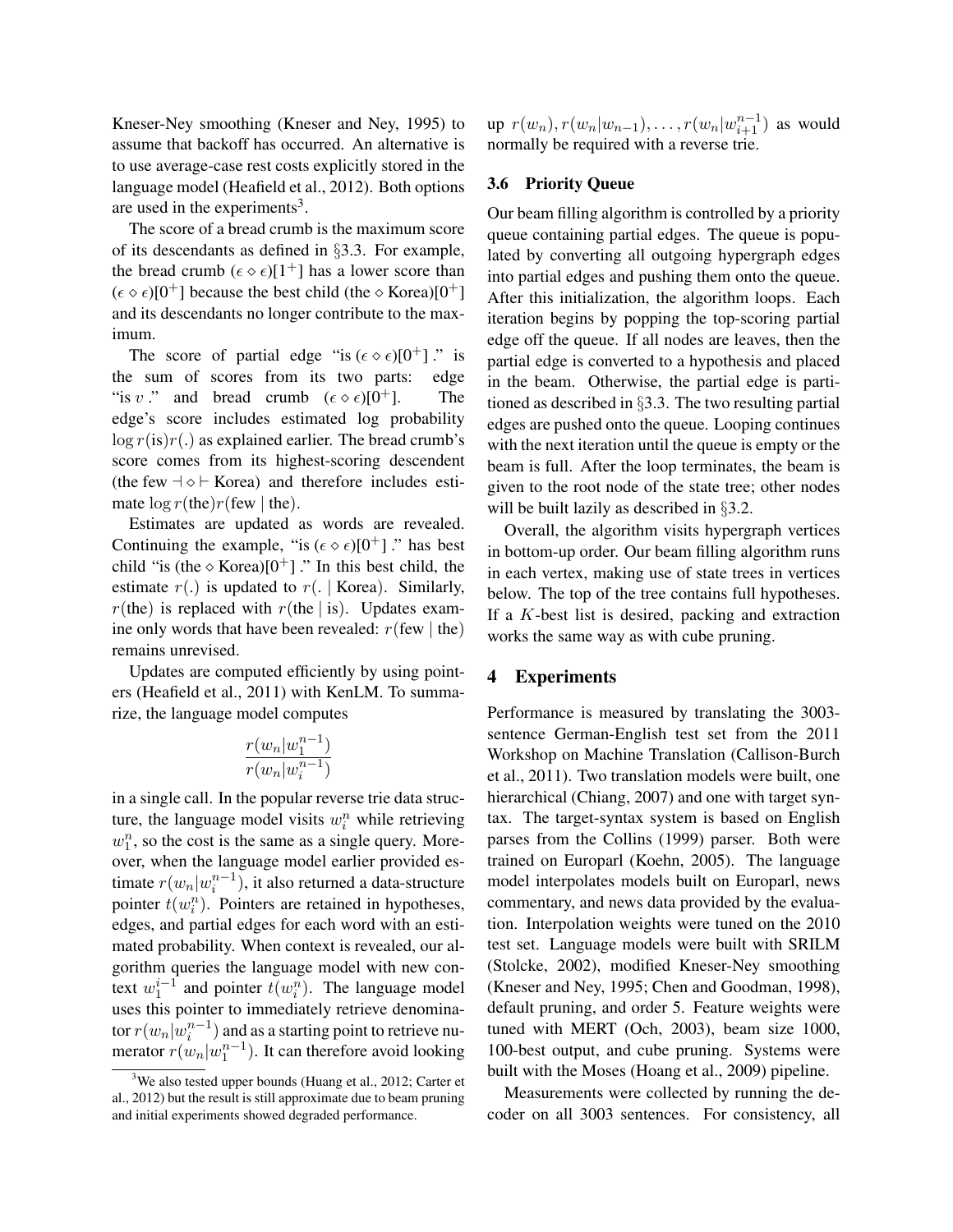Kneser-Ney smoothing (Kneser and Ney, 1995) to assume that backoff has occurred. An alternative is to use average-case rest costs explicitly stored in the language model (Heafield et al., 2012). Both options are used in the experiments[3].

The score of a bread crumb is the maximum score of its descendants as defined in §3.3. For example, the bread crumb $(\epsilon \diamond \epsilon)[1^+]$ has a lower score than $(\epsilon \diamond \epsilon)[0^+]$ because the best child (the $\diamond$ Korea)$[0^+]$ and its descendants no longer contribute to the maximum.

The score of partial edge "is $(\epsilon \diamond \epsilon)[0^+]$ ." is the sum of scores from its two parts: edge "is $v$ ." and bread crumb $(\epsilon \diamond \epsilon)[0^+]$. The edge's score includes estimated log probability $\log r(\text{is})r(.)$ as explained earlier. The bread crumb's score comes from its highest-scoring descendent (the few $\dashv \diamond \vdash$ Korea) and therefore includes estimate $\log r(\text{the})r(\text{few} \mid \text{the})$.

Estimates are updated as words are revealed. Continuing the example, "is $(\epsilon \diamond \epsilon)[0^+]$ ." has best child "is (the $\diamond$ Korea)$[0^+]$ ." In this best child, the estimate $r(.)$ is updated to $r(. \mid \text{Korea})$. Similarly, $r(\text{the})$ is replaced with $r(\text{the} \mid \text{is})$. Updates examine only words that have been revealed: $r(\text{few} \mid \text{the})$ remains unrevised.

Updates are computed efficiently by using pointers (Heafield et al., 2011) with KenLM. To summarize, the language model computes

$$\frac{r(w_n|w_1^{n-1})}{r(w_n|w_i^{n-1})}$$

in a single call. In the popular reverse trie data structure, the language model visits $w_i^n$ while retrieving $w_1^n$, so the cost is the same as a single query. Moreover, when the language model earlier provided estimate $r(w_n|w_i^{n-1})$, it also returned a data-structure pointer $t(w_i^n)$. Pointers are retained in hypotheses, edges, and partial edges for each word with an estimated probability. When context is revealed, our algorithm queries the language model with new context $w_1^{i-1}$ and pointer $t(w_i^n)$. The language model uses this pointer to immediately retrieve denominator $r(w_n|w_i^{n-1})$ and as a starting point to retrieve numerator $r(w_n|w_1^{n-1})$. It can therefore avoid looking up $r(w_n), r(w_n|w_{n-1}), \ldots, r(w_n|w_{i+1}^{n-1})$ as would normally be required with a reverse trie.

[3] We also tested upper bounds (Huang et al., 2012; Carter et al., 2012) but the result is still approximate due to beam pruning and initial experiments showed degraded performance.

### 3.6 Priority Queue

Our beam filling algorithm is controlled by a priority queue containing partial edges. The queue is populated by converting all outgoing hypergraph edges into partial edges and pushing them onto the queue. After this initialization, the algorithm loops. Each iteration begins by popping the top-scoring partial edge off the queue. If all nodes are leaves, then the partial edge is converted to a hypothesis and placed in the beam. Otherwise, the partial edge is partitioned as described in §3.3. The two resulting partial edges are pushed onto the queue. Looping continues with the next iteration until the queue is empty or the beam is full. After the loop terminates, the beam is given to the root node of the state tree; other nodes will be built lazily as described in §3.2.

Overall, the algorithm visits hypergraph vertices in bottom-up order. Our beam filling algorithm runs in each vertex, making use of state trees in vertices below. The top of the tree contains full hypotheses. If a $K$-best list is desired, packing and extraction works the same way as with cube pruning.

## 4 Experiments

Performance is measured by translating the 3003-sentence German-English test set from the 2011 Workshop on Machine Translation (Callison-Burch et al., 2011). Two translation models were built, one hierarchical (Chiang, 2007) and one with target syntax. The target-syntax system is based on English parses from the Collins (1999) parser. Both were trained on Europarl (Koehn, 2005). The language model interpolates models built on Europarl, news commentary, and news data provided by the evaluation. Interpolation weights were tuned on the 2010 test set. Language models were built with SRILM (Stolcke, 2002), modified Kneser-Ney smoothing (Kneser and Ney, 1995; Chen and Goodman, 1998), default pruning, and order 5. Feature weights were tuned with MERT (Och, 2003), beam size 1000, 100-best output, and cube pruning. Systems were built with the Moses (Hoang et al., 2009) pipeline.

Measurements were collected by running the decoder on all 3003 sentences. For consistency, all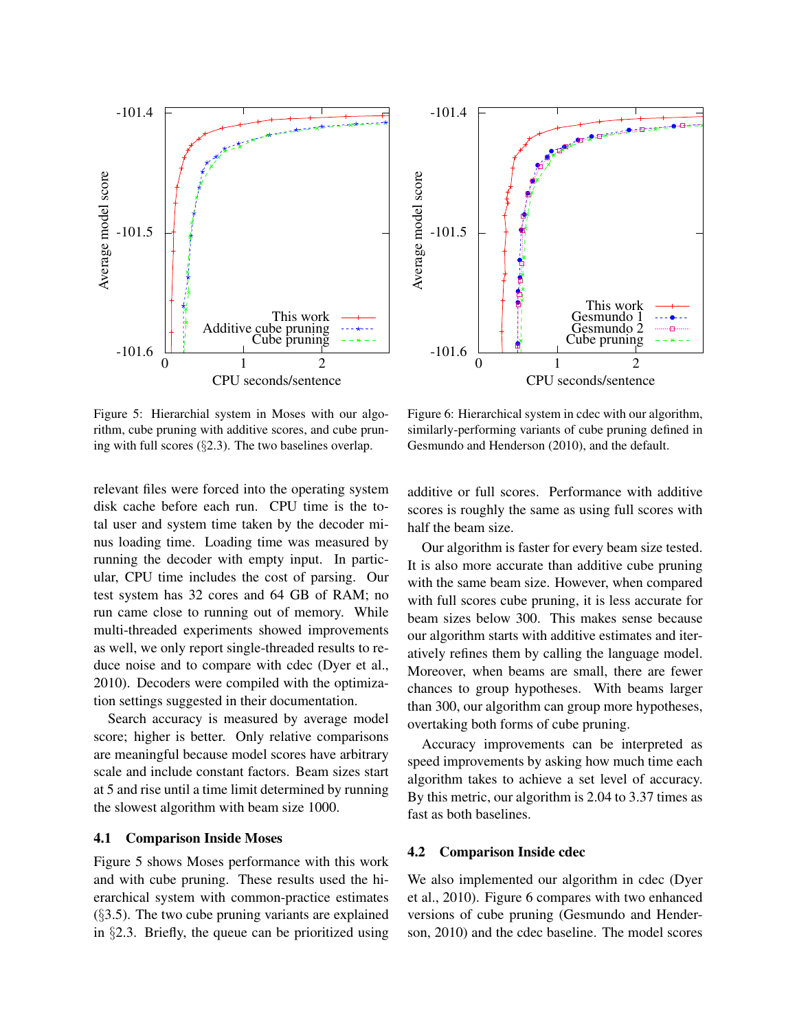Figure 5: Hierarchial system in Moses with our algorithm, cube pruning with additive scores, and cube pruning with full scores (§2.3). The two baselines overlap.

Figure 6: Hierarchical system in cdec with our algorithm, similarly-performing variants of cube pruning defined in Gesmundo and Henderson (2010), and the default.

relevant files were forced into the operating system disk cache before each run. CPU time is the total user and system time taken by the decoder minus loading time. Loading time was measured by running the decoder with empty input. In particular, CPU time includes the cost of parsing. Our test system has 32 cores and 64 GB of RAM; no run came close to running out of memory. While multi-threaded experiments showed improvements as well, we only report single-threaded results to reduce noise and to compare with cdec (Dyer et al., 2010). Decoders were compiled with the optimization settings suggested in their documentation.

Search accuracy is measured by average model score; higher is better. Only relative comparisons are meaningful because model scores have arbitrary scale and include constant factors. Beam sizes start at 5 and rise until a time limit determined by running the slowest algorithm with beam size 1000.

### 4.1 Comparison Inside Moses

Figure 5 shows Moses performance with this work and with cube pruning. These results used the hierarchical system with common-practice estimates (§3.5). The two cube pruning variants are explained in §2.3. Briefly, the queue can be prioritized using additive or full scores. Performance with additive scores is roughly the same as using full scores with half the beam size.

Our algorithm is faster for every beam size tested. It is also more accurate than additive cube pruning with the same beam size. However, when compared with full scores cube pruning, it is less accurate for beam sizes below 300. This makes sense because our algorithm starts with additive estimates and iteratively refines them by calling the language model. Moreover, when beams are small, there are fewer chances to group hypotheses. With beams larger than 300, our algorithm can group more hypotheses, overtaking both forms of cube pruning.

Accuracy improvements can be interpreted as speed improvements by asking how much time each algorithm takes to achieve a set level of accuracy. By this metric, our algorithm is 2.04 to 3.37 times as fast as both baselines.

### 4.2 Comparison Inside cdec

We also implemented our algorithm in cdec (Dyer et al., 2010). Figure 6 compares with two enhanced versions of cube pruning (Gesmundo and Henderson, 2010) and the cdec baseline. The model scores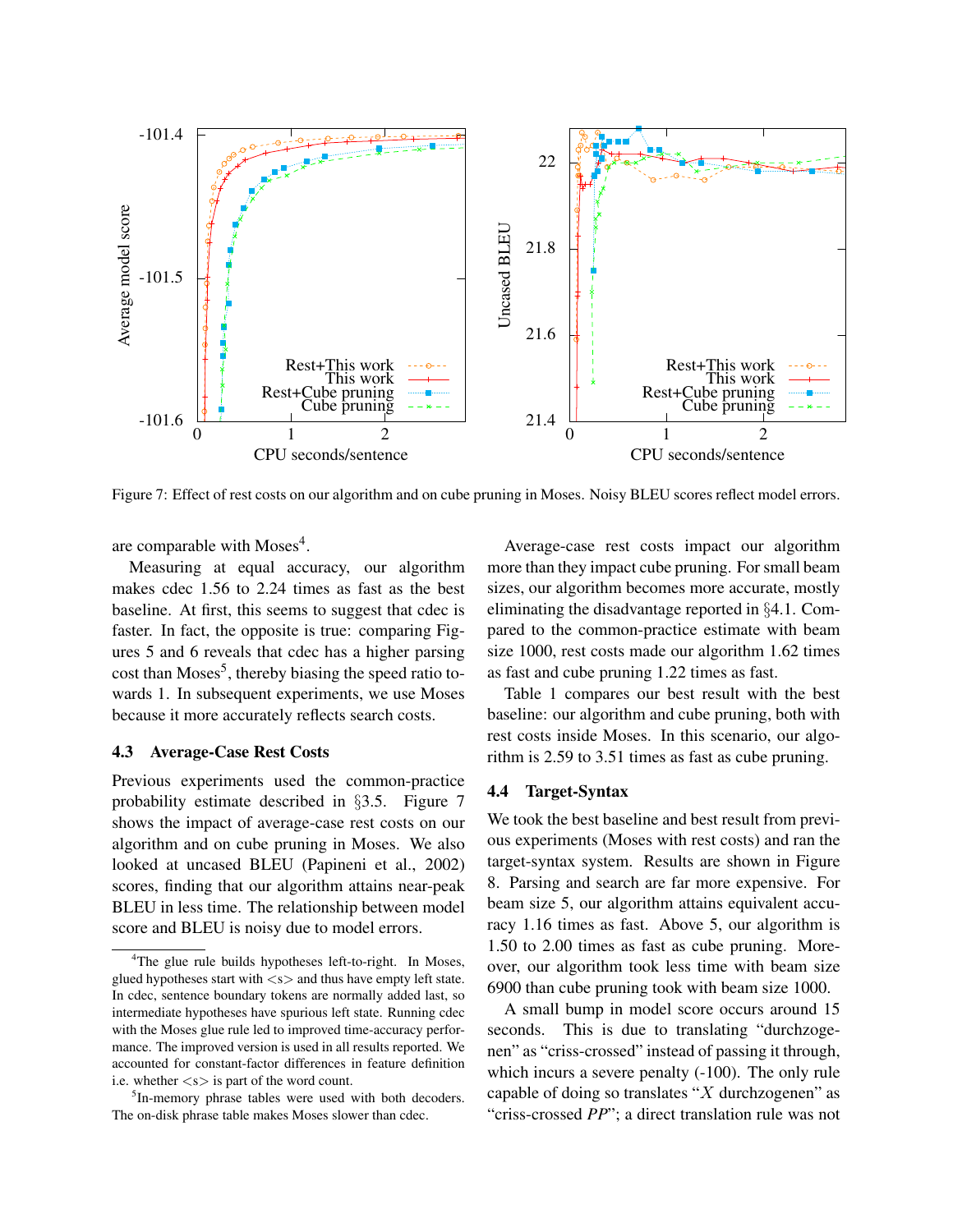Figure 7: Effect of rest costs on our algorithm and on cube pruning in Moses. Noisy BLEU scores reflect model errors.

are comparable with Moses[4].

Measuring at equal accuracy, our algorithm makes cdec 1.56 to 2.24 times as fast as the best baseline. At first, this seems to suggest that cdec is faster. In fact, the opposite is true: comparing Figures 5 and 6 reveals that cdec has a higher parsing cost than Moses[5], thereby biasing the speed ratio towards 1. In subsequent experiments, we use Moses because it more accurately reflects search costs.

### 4.3 Average-Case Rest Costs

Previous experiments used the common-practice probability estimate described in §3.5. Figure 7 shows the impact of average-case rest costs on our algorithm and on cube pruning in Moses. We also looked at uncased BLEU (Papineni et al., 2002) scores, finding that our algorithm attains near-peak BLEU in less time. The relationship between model score and BLEU is noisy due to model errors.

Average-case rest costs impact our algorithm more than they impact cube pruning. For small beam sizes, our algorithm becomes more accurate, mostly eliminating the disadvantage reported in §4.1. Compared to the common-practice estimate with beam size 1000, rest costs made our algorithm 1.62 times as fast and cube pruning 1.22 times as fast.

Table 1 compares our best result with the best baseline: our algorithm and cube pruning, both with rest costs inside Moses. In this scenario, our algorithm is 2.59 to 3.51 times as fast as cube pruning.

### 4.4 Target-Syntax

We took the best baseline and best result from previous experiments (Moses with rest costs) and ran the target-syntax system. Results are shown in Figure 8. Parsing and search are far more expensive. For beam size 5, our algorithm attains equivalent accuracy 1.16 times as fast. Above 5, our algorithm is 1.50 to 2.00 times as fast as cube pruning. Moreover, our algorithm took less time with beam size 6900 than cube pruning took with beam size 1000.

A small bump in model score occurs around 15 seconds. This is due to translating "durchzogenen" as "criss-crossed" instead of passing it through, which incurs a severe penalty (-100). The only rule capable of doing so translates "$X$ durchzogenen" as "criss-crossed *PP*"; a direct translation rule was not

---

[4] The glue rule builds hypotheses left-to-right. In Moses, glued hypotheses start with <s> and thus have empty left state. In cdec, sentence boundary tokens are normally added last, so intermediate hypotheses have spurious left state. Running cdec with the Moses glue rule led to improved time-accuracy performance. The improved version is used in all results reported. We accounted for constant-factor differences in feature definition i.e. whether <s> is part of the word count.

[5] In-memory phrase tables were used with both decoders. The on-disk phrase table makes Moses slower than cdec.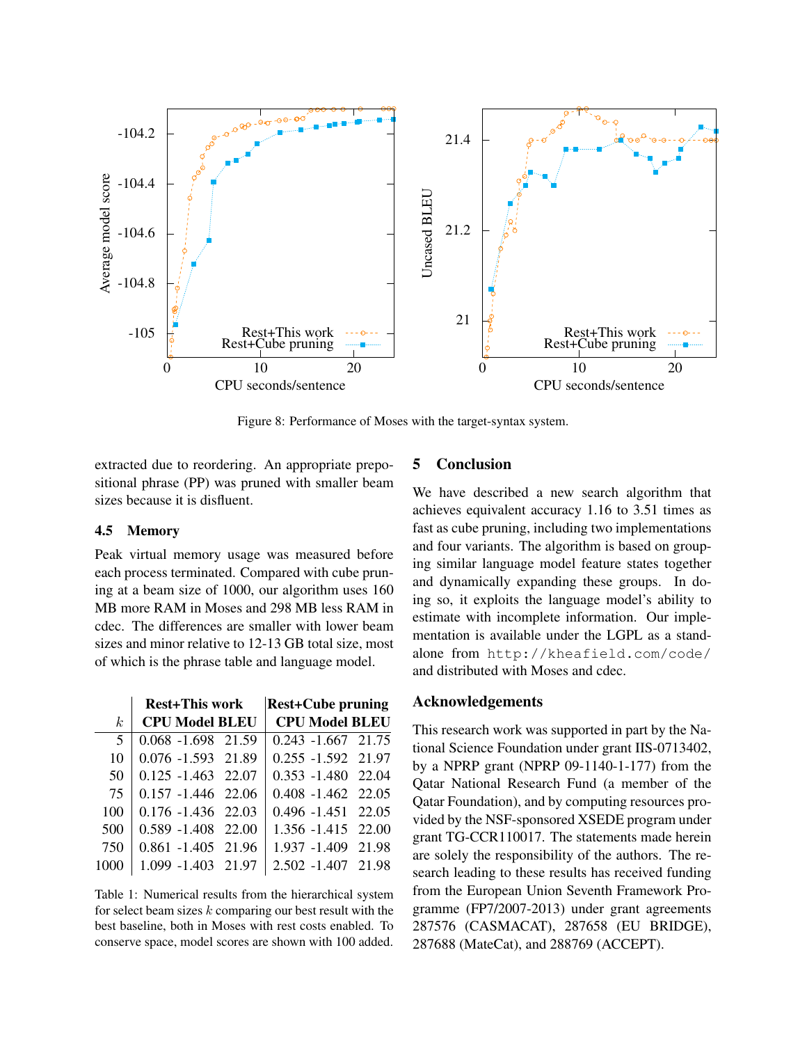Figure 8: Performance of Moses with the target-syntax system.

extracted due to reordering. An appropriate prepositional phrase (PP) was pruned with smaller beam sizes because it is disfluent.

### 4.5 Memory

Peak virtual memory usage was measured before each process terminated. Compared with cube pruning at a beam size of 1000, our algorithm uses 160 MB more RAM in Moses and 298 MB less RAM in cdec. The differences are smaller with lower beam sizes and minor relative to 12-13 GB total size, most of which is the phrase table and language model.

| | Rest+This work | | | Rest+Cube pruning | | |
|---|---|---|---|---|---|---|
| $k$ | CPU | Model | BLEU | CPU | Model | BLEU |
| 5 | 0.068 | -1.698 | 21.59 | 0.243 | -1.667 | 21.75 |
| 10 | 0.076 | -1.593 | 21.89 | 0.255 | -1.592 | 21.97 |
| 50 | 0.125 | -1.463 | 22.07 | 0.353 | -1.480 | 22.04 |
| 75 | 0.157 | -1.446 | 22.06 | 0.408 | -1.462 | 22.05 |
| 100 | 0.176 | -1.436 | 22.03 | 0.496 | -1.451 | 22.05 |
| 500 | 0.589 | -1.408 | 22.00 | 1.356 | -1.415 | 22.00 |
| 750 | 0.861 | -1.405 | 21.96 | 1.937 | -1.409 | 21.98 |
| 1000 | 1.099 | -1.403 | 21.97 | 2.502 | -1.407 | 21.98 |

Table 1: Numerical results from the hierarchical system for select beam sizes $k$ comparing our best result with the best baseline, both in Moses with rest costs enabled. To conserve space, model scores are shown with 100 added.

## 5 Conclusion

We have described a new search algorithm that achieves equivalent accuracy 1.16 to 3.51 times as fast as cube pruning, including two implementations and four variants. The algorithm is based on grouping similar language model feature states together and dynamically expanding these groups. In doing so, it exploits the language model's ability to estimate with incomplete information. Our implementation is available under the LGPL as a standalone from http://kheafield.com/code/ and distributed with Moses and cdec.

## Acknowledgements

This research work was supported in part by the National Science Foundation under grant IIS-0713402, by a NPRP grant (NPRP 09-1140-1-177) from the Qatar National Research Fund (a member of the Qatar Foundation), and by computing resources provided by the NSF-sponsored XSEDE program under grant TG-CCR110017. The statements made herein are solely the responsibility of the authors. The research leading to these results has received funding from the European Union Seventh Framework Programme (FP7/2007-2013) under grant agreements 287576 (CASMACAT), 287658 (EU BRIDGE), 287688 (MateCat), and 288769 (ACCEPT).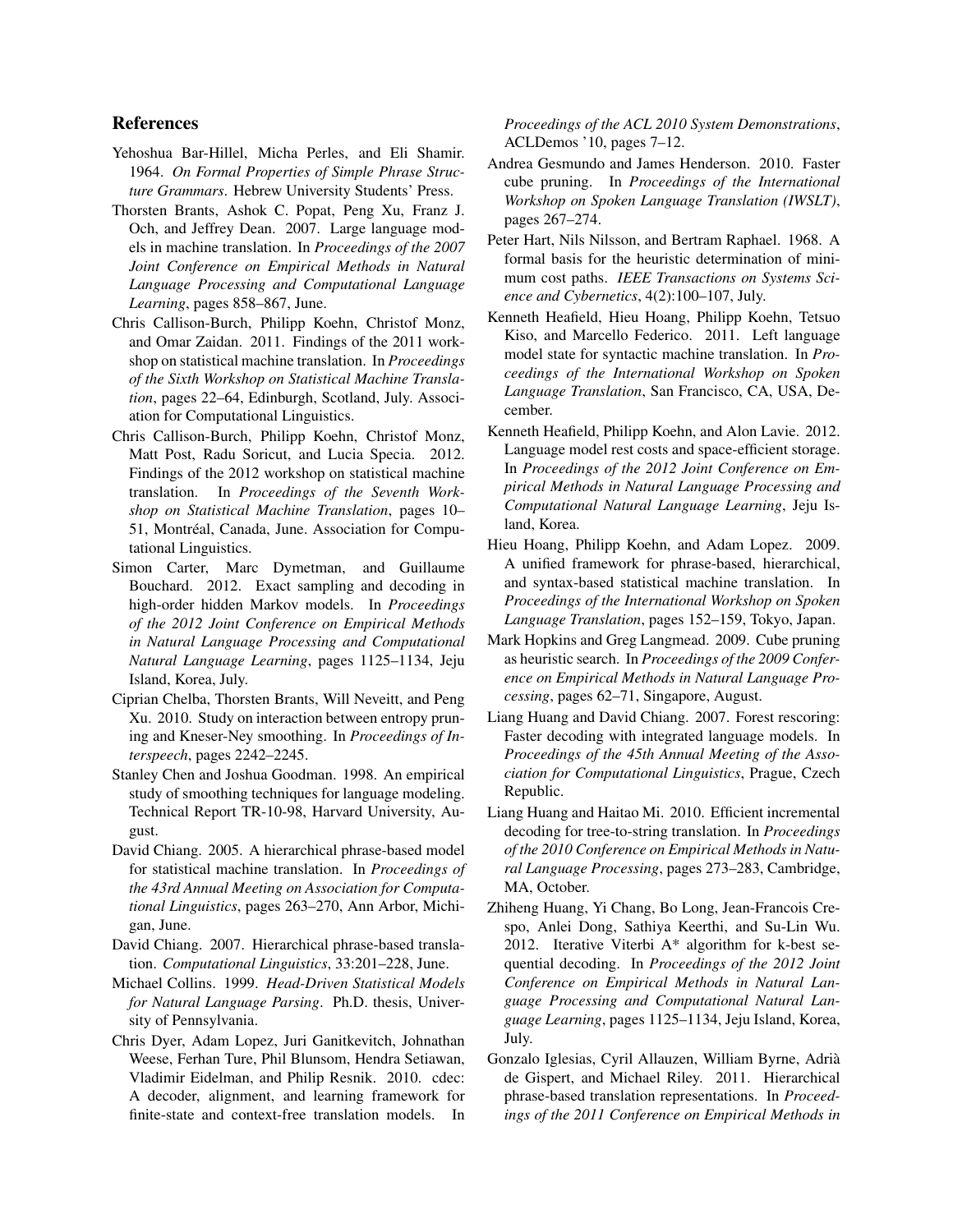## References

Yehoshua Bar-Hillel, Micha Perles, and Eli Shamir. 1964. *On Formal Properties of Simple Phrase Structure Grammars*. Hebrew University Students' Press.

Thorsten Brants, Ashok C. Popat, Peng Xu, Franz J. Och, and Jeffrey Dean. 2007. Large language models in machine translation. In *Proceedings of the 2007 Joint Conference on Empirical Methods in Natural Language Processing and Computational Language Learning*, pages 858–867, June.

Chris Callison-Burch, Philipp Koehn, Christof Monz, and Omar Zaidan. 2011. Findings of the 2011 workshop on statistical machine translation. In *Proceedings of the Sixth Workshop on Statistical Machine Translation*, pages 22–64, Edinburgh, Scotland, July. Association for Computational Linguistics.

Chris Callison-Burch, Philipp Koehn, Christof Monz, Matt Post, Radu Soricut, and Lucia Specia. 2012. Findings of the 2012 workshop on statistical machine translation. In *Proceedings of the Seventh Workshop on Statistical Machine Translation*, pages 10–51, Montréal, Canada, June. Association for Computational Linguistics.

Simon Carter, Marc Dymetman, and Guillaume Bouchard. 2012. Exact sampling and decoding in high-order hidden Markov models. In *Proceedings of the 2012 Joint Conference on Empirical Methods in Natural Language Processing and Computational Natural Language Learning*, pages 1125–1134, Jeju Island, Korea, July.

Ciprian Chelba, Thorsten Brants, Will Neveitt, and Peng Xu. 2010. Study on interaction between entropy pruning and Kneser-Ney smoothing. In *Proceedings of Interspeech*, pages 2242–2245.

Stanley Chen and Joshua Goodman. 1998. An empirical study of smoothing techniques for language modeling. Technical Report TR-10-98, Harvard University, August.

David Chiang. 2005. A hierarchical phrase-based model for statistical machine translation. In *Proceedings of the 43rd Annual Meeting on Association for Computational Linguistics*, pages 263–270, Ann Arbor, Michigan, June.

David Chiang. 2007. Hierarchical phrase-based translation. *Computational Linguistics*, 33:201–228, June.

Michael Collins. 1999. *Head-Driven Statistical Models for Natural Language Parsing*. Ph.D. thesis, University of Pennsylvania.

Chris Dyer, Adam Lopez, Juri Ganitkevitch, Johnathan Weese, Ferhan Ture, Phil Blunsom, Hendra Setiawan, Vladimir Eidelman, and Philip Resnik. 2010. cdec: A decoder, alignment, and learning framework for finite-state and context-free translation models. In *Proceedings of the ACL 2010 System Demonstrations*, ACLDemos '10, pages 7–12.

Andrea Gesmundo and James Henderson. 2010. Faster cube pruning. In *Proceedings of the International Workshop on Spoken Language Translation (IWSLT)*, pages 267–274.

Peter Hart, Nils Nilsson, and Bertram Raphael. 1968. A formal basis for the heuristic determination of minimum cost paths. *IEEE Transactions on Systems Science and Cybernetics*, 4(2):100–107, July.

Kenneth Heafield, Hieu Hoang, Philipp Koehn, Tetsuo Kiso, and Marcello Federico. 2011. Left language model state for syntactic machine translation. In *Proceedings of the International Workshop on Spoken Language Translation*, San Francisco, CA, USA, December.

Kenneth Heafield, Philipp Koehn, and Alon Lavie. 2012. Language model rest costs and space-efficient storage. In *Proceedings of the 2012 Joint Conference on Empirical Methods in Natural Language Processing and Computational Natural Language Learning*, Jeju Island, Korea.

Hieu Hoang, Philipp Koehn, and Adam Lopez. 2009. A unified framework for phrase-based, hierarchical, and syntax-based statistical machine translation. In *Proceedings of the International Workshop on Spoken Language Translation*, pages 152–159, Tokyo, Japan.

Mark Hopkins and Greg Langmead. 2009. Cube pruning as heuristic search. In *Proceedings of the 2009 Conference on Empirical Methods in Natural Language Processing*, pages 62–71, Singapore, August.

Liang Huang and David Chiang. 2007. Forest rescoring: Faster decoding with integrated language models. In *Proceedings of the 45th Annual Meeting of the Association for Computational Linguistics*, Prague, Czech Republic.

Liang Huang and Haitao Mi. 2010. Efficient incremental decoding for tree-to-string translation. In *Proceedings of the 2010 Conference on Empirical Methods in Natural Language Processing*, pages 273–283, Cambridge, MA, October.

Zhiheng Huang, Yi Chang, Bo Long, Jean-Francois Crespo, Anlei Dong, Sathiya Keerthi, and Su-Lin Wu. 2012. Iterative Viterbi A* algorithm for k-best sequential decoding. In *Proceedings of the 2012 Joint Conference on Empirical Methods in Natural Language Processing and Computational Natural Language Learning*, pages 1125–1134, Jeju Island, Korea, July.

Gonzalo Iglesias, Cyril Allauzen, William Byrne, Adrià de Gispert, and Michael Riley. 2011. Hierarchical phrase-based translation representations. In *Proceedings of the 2011 Conference on Empirical Methods in*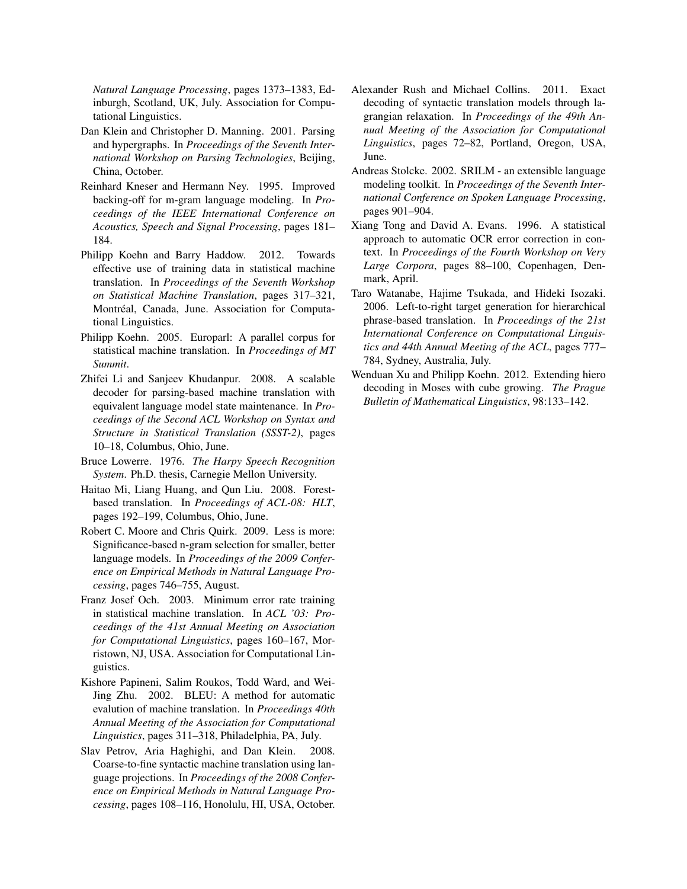*Natural Language Processing*, pages 1373–1383, Edinburgh, Scotland, UK, July. Association for Computational Linguistics.

Dan Klein and Christopher D. Manning. 2001. Parsing and hypergraphs. In *Proceedings of the Seventh International Workshop on Parsing Technologies*, Beijing, China, October.

Reinhard Kneser and Hermann Ney. 1995. Improved backing-off for m-gram language modeling. In *Proceedings of the IEEE International Conference on Acoustics, Speech and Signal Processing*, pages 181–184.

Philipp Koehn and Barry Haddow. 2012. Towards effective use of training data in statistical machine translation. In *Proceedings of the Seventh Workshop on Statistical Machine Translation*, pages 317–321, Montréal, Canada, June. Association for Computational Linguistics.

Philipp Koehn. 2005. Europarl: A parallel corpus for statistical machine translation. In *Proceedings of MT Summit*.

Zhifei Li and Sanjeev Khudanpur. 2008. A scalable decoder for parsing-based machine translation with equivalent language model state maintenance. In *Proceedings of the Second ACL Workshop on Syntax and Structure in Statistical Translation (SSST-2)*, pages 10–18, Columbus, Ohio, June.

Bruce Lowerre. 1976. *The Harpy Speech Recognition System*. Ph.D. thesis, Carnegie Mellon University.

Haitao Mi, Liang Huang, and Qun Liu. 2008. Forest-based translation. In *Proceedings of ACL-08: HLT*, pages 192–199, Columbus, Ohio, June.

Robert C. Moore and Chris Quirk. 2009. Less is more: Significance-based n-gram selection for smaller, better language models. In *Proceedings of the 2009 Conference on Empirical Methods in Natural Language Processing*, pages 746–755, August.

Franz Josef Och. 2003. Minimum error rate training in statistical machine translation. In *ACL '03: Proceedings of the 41st Annual Meeting on Association for Computational Linguistics*, pages 160–167, Morristown, NJ, USA. Association for Computational Linguistics.

Kishore Papineni, Salim Roukos, Todd Ward, and Wei-Jing Zhu. 2002. BLEU: A method for automatic evalution of machine translation. In *Proceedings 40th Annual Meeting of the Association for Computational Linguistics*, pages 311–318, Philadelphia, PA, July.

Slav Petrov, Aria Haghighi, and Dan Klein. 2008. Coarse-to-fine syntactic machine translation using language projections. In *Proceedings of the 2008 Conference on Empirical Methods in Natural Language Processing*, pages 108–116, Honolulu, HI, USA, October.

Alexander Rush and Michael Collins. 2011. Exact decoding of syntactic translation models through lagrangian relaxation. In *Proceedings of the 49th Annual Meeting of the Association for Computational Linguistics*, pages 72–82, Portland, Oregon, USA, June.

Andreas Stolcke. 2002. SRILM - an extensible language modeling toolkit. In *Proceedings of the Seventh International Conference on Spoken Language Processing*, pages 901–904.

Xiang Tong and David A. Evans. 1996. A statistical approach to automatic OCR error correction in context. In *Proceedings of the Fourth Workshop on Very Large Corpora*, pages 88–100, Copenhagen, Denmark, April.

Taro Watanabe, Hajime Tsukada, and Hideki Isozaki. 2006. Left-to-right target generation for hierarchical phrase-based translation. In *Proceedings of the 21st International Conference on Computational Linguistics and 44th Annual Meeting of the ACL*, pages 777–784, Sydney, Australia, July.

Wenduan Xu and Philipp Koehn. 2012. Extending hiero decoding in Moses with cube growing. *The Prague Bulletin of Mathematical Linguistics*, 98:133–142.